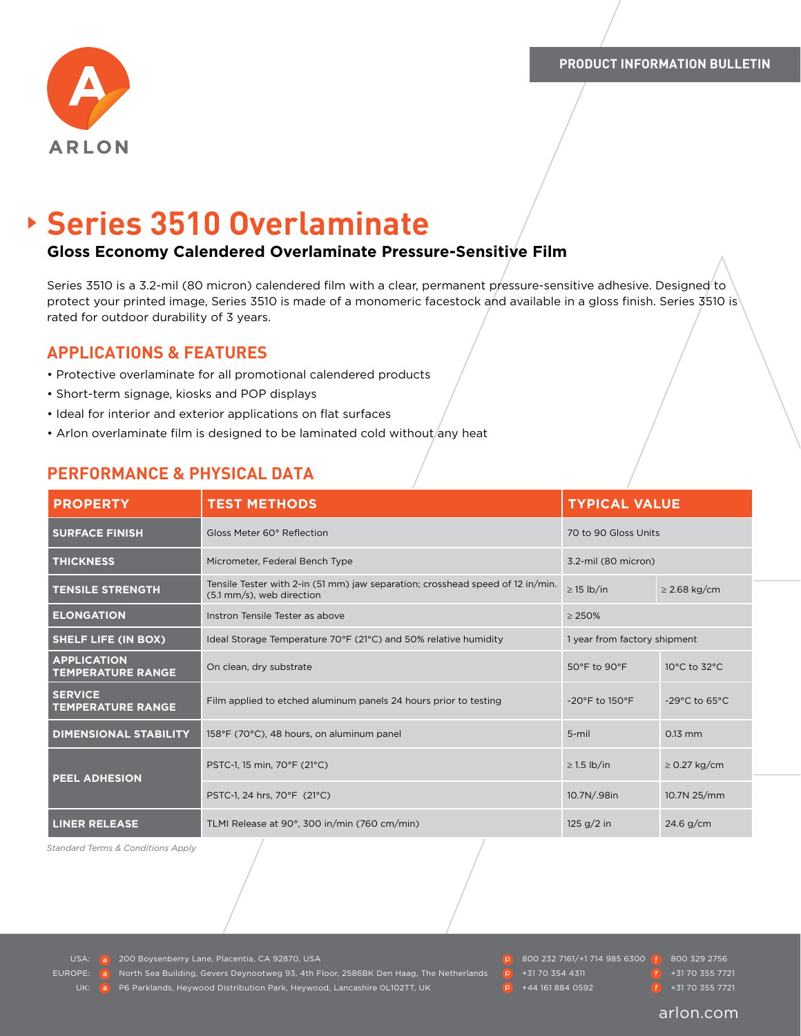ARLON

PRODUCT INFORMATION BULLETIN

# Series 3510 Overlaminate

### Gloss Economy Calendered Overlaminate Pressure-Sensitive Film

Series 3510 is a 3.2-mil (80 micron) calendered film with a clear, permanent pressure-sensitive adhesive. Designed to protect your printed image, Series 3510 is made of a monomeric facestock and available in a gloss finish. Series 3510 is rated for outdoor durability of 3 years.

## APPLICATIONS & FEATURES

- Protective overlaminate for all promotional calendered products
- Short-term signage, kiosks and POP displays
- Ideal for interior and exterior applications on flat surfaces
- Arlon overlaminate film is designed to be laminated cold without any heat

## PERFORMANCE & PHYSICAL DATA

| PROPERTY | TEST METHODS | TYPICAL VALUE | |
|---|---|---|---|
| SURFACE FINISH | Gloss Meter 60° Reflection | 70 to 90 Gloss Units | |
| THICKNESS | Micrometer, Federal Bench Type | 3.2-mil (80 micron) | |
| TENSILE STRENGTH | Tensile Tester with 2-in (51 mm) jaw separation; crosshead speed of 12 in/min. (5.1 mm/s), web direction | ≥ 15 lb/in | ≥ 2.68 kg/cm |
| ELONGATION | Instron Tensile Tester as above | ≥ 250% | |
| SHELF LIFE (IN BOX) | Ideal Storage Temperature 70°F (21°C) and 50% relative humidity | 1 year from factory shipment | |
| APPLICATION TEMPERATURE RANGE | On clean, dry substrate | 50°F to 90°F | 10°C to 32°C |
| SERVICE TEMPERATURE RANGE | Film applied to etched aluminum panels 24 hours prior to testing | -20°F to 150°F | -29°C to 65°C |
| DIMENSIONAL STABILITY | 158°F (70°C), 48 hours, on aluminum panel | 5-mil | 0.13 mm |
| PEEL ADHESION | PSTC-1, 15 min, 70°F (21°C) | ≥ 1.5 lb/in | ≥ 0.27 kg/cm |
| | PSTC-1, 24 hrs, 70°F (21°C) | 10.7N/.98in | 10.7N 25/mm |
| LINER RELEASE | TLMI Release at 90°, 300 in/min (760 cm/min) | 125 g/2 in | 24.6 g/cm |

*Standard Terms & Conditions Apply*

USA: a 200 Boysenberry Lane, Placentia, CA 92870, USA p 800 232 7161/+1 714 985 6300 f 800 329 2756
EUROPE: a North Sea Building, Gevers Deynootweg 93, 4th Floor, 2586BK Den Haag, The Netherlands p +31 70 354 4311 f +31 70 355 7721
UK: a P6 Parklands, Heywood Distribution Park, Heywood, Lancashire OL102TT, UK p +44 161 884 0592 f +31 70 355 7721

arlon.com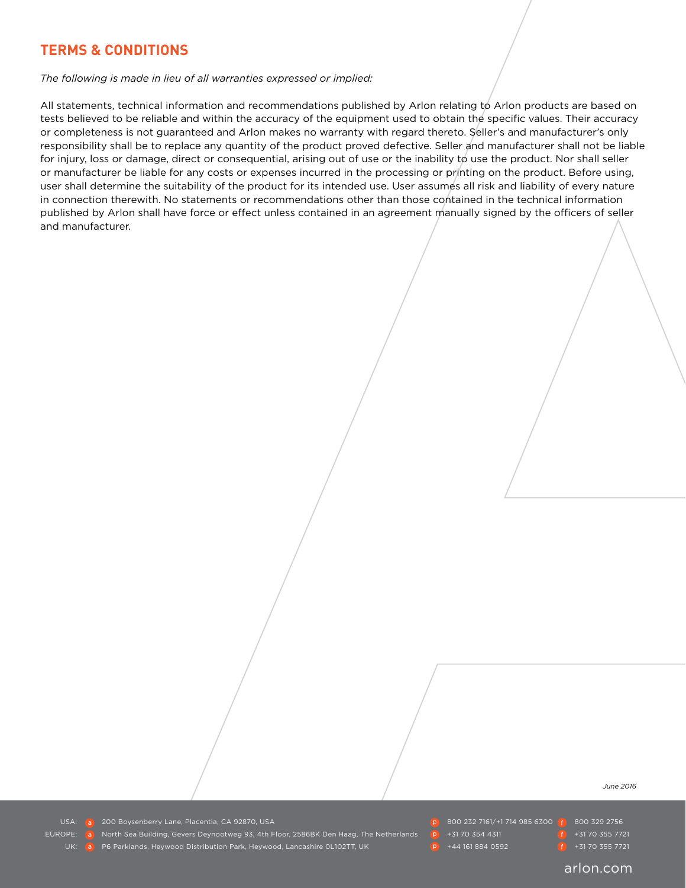## TERMS & CONDITIONS

*The following is made in lieu of all warranties expressed or implied:*

All statements, technical information and recommendations published by Arlon relating to Arlon products are based on tests believed to be reliable and within the accuracy of the equipment used to obtain the specific values. Their accuracy or completeness is not guaranteed and Arlon makes no warranty with regard thereto. Seller's and manufacturer's only responsibility shall be to replace any quantity of the product proved defective. Seller and manufacturer shall not be liable for injury, loss or damage, direct or consequential, arising out of use or the inability to use the product. Nor shall seller or manufacturer be liable for any costs or expenses incurred in the processing or printing on the product. Before using, user shall determine the suitability of the product for its intended use. User assumes all risk and liability of every nature in connection therewith. No statements or recommendations other than those contained in the technical information published by Arlon shall have force or effect unless contained in an agreement manually signed by the officers of seller and manufacturer.

*June 2016*

| | | | |
|---|---|---|---|
| USA: | a 200 Boysenberry Lane, Placentia, CA 92870, USA | p 800 232 7161/+1 714 985 6300 | f 800 329 2756 |
| EUROPE: | a North Sea Building, Gevers Deynootweg 93, 4th Floor, 2586BK Den Haag, The Netherlands | p +31 70 354 4311 | f +31 70 355 7721 |
| UK: | a P6 Parklands, Heywood Distribution Park, Heywood, Lancashire OL102TT, UK | p +44 161 884 0592 | f +31 70 355 7721 |

arlon.com